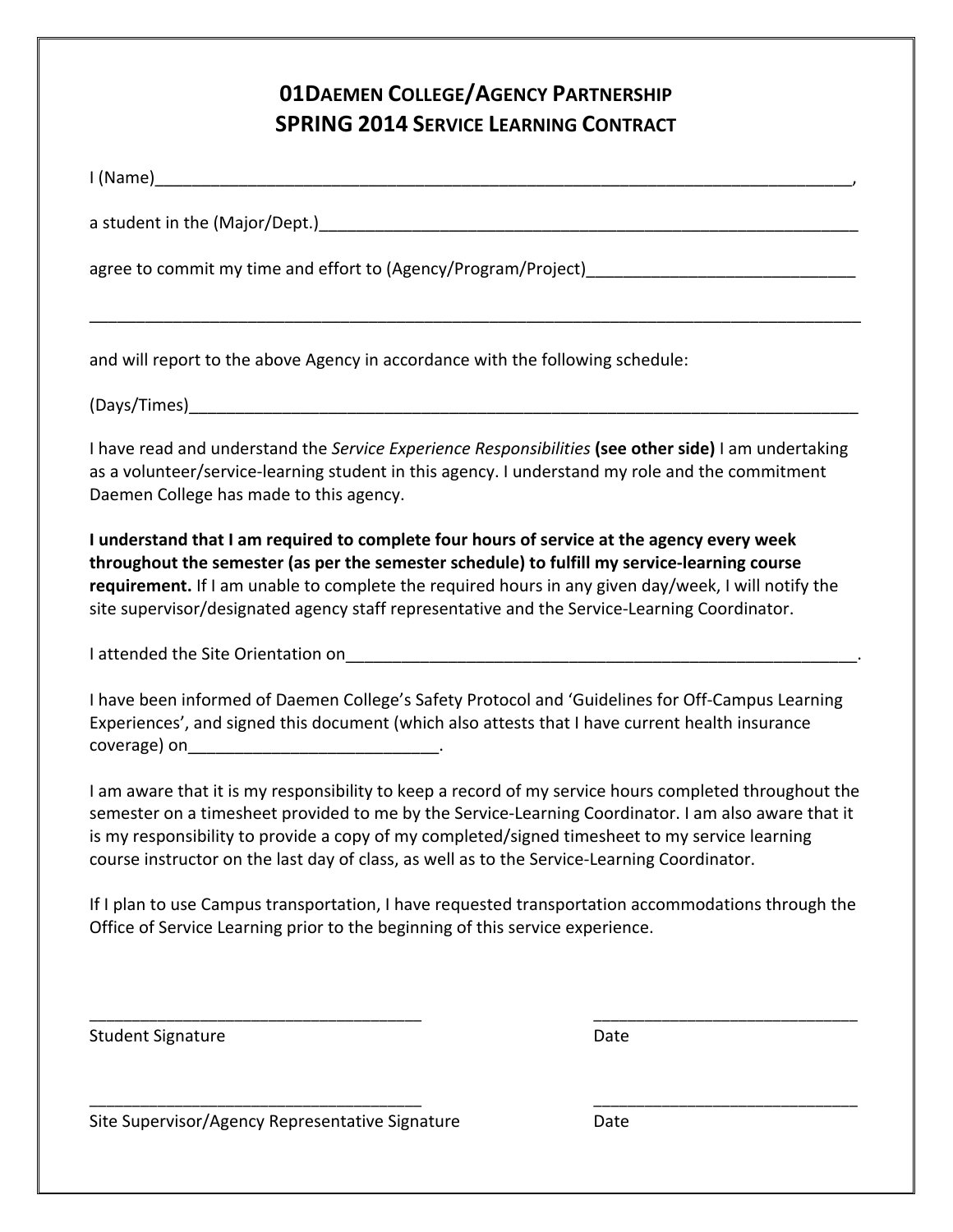# 01DAEMEN COLLEGE/AGENCY PARTNERSHIP
# SPRING 2014 SERVICE LEARNING CONTRACT

I (Name)_____________________________________________________________________________,

a student in the (Major/Dept.)____________________________________________________________

agree to commit my time and effort to (Agency/Program/Project)____________________________

_____________________________________________________________________________________

and will report to the above Agency in accordance with the following schedule:

(Days/Times)__________________________________________________________________________

I have read and understand the *Service Experience Responsibilities* **(see other side)** I am undertaking as a volunteer/service-learning student in this agency. I understand my role and the commitment Daemen College has made to this agency.

**I understand that I am required to complete four hours of service at the agency every week throughout the semester (as per the semester schedule) to fulfill my service-learning course requirement.** If I am unable to complete the required hours in any given day/week, I will notify the site supervisor/designated agency staff representative and the Service-Learning Coordinator.

I attended the Site Orientation on__________________________________________________________.

I have been informed of Daemen College's Safety Protocol and 'Guidelines for Off-Campus Learning Experiences', and signed this document (which also attests that I have current health insurance coverage) on___________________________.

I am aware that it is my responsibility to keep a record of my service hours completed throughout the semester on a timesheet provided to me by the Service-Learning Coordinator. I am also aware that it is my responsibility to provide a copy of my completed/signed timesheet to my service learning course instructor on the last day of class, as well as to the Service-Learning Coordinator.

If I plan to use Campus transportation, I have requested transportation accommodations through the Office of Service Learning prior to the beginning of this service experience.

_____________________________________ _____________________________

Student Signature Date

_____________________________________ _____________________________

Site Supervisor/Agency Representative Signature Date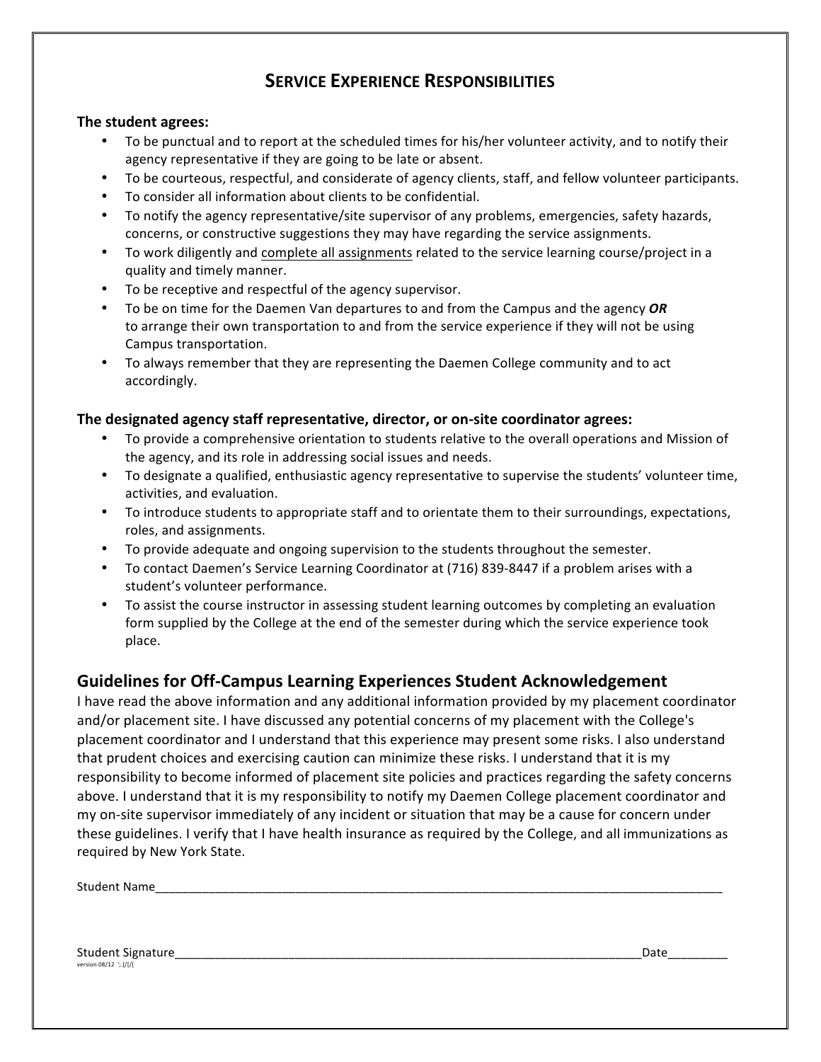## SERVICE EXPERIENCE RESPONSIBILITIES

**The student agrees:**

- To be punctual and to report at the scheduled times for his/her volunteer activity, and to notify their agency representative if they are going to be late or absent.
- To be courteous, respectful, and considerate of agency clients, staff, and fellow volunteer participants.
- To consider all information about clients to be confidential.
- To notify the agency representative/site supervisor of any problems, emergencies, safety hazards, concerns, or constructive suggestions they may have regarding the service assignments.
- To work diligently and <u>complete all assignments</u> related to the service learning course/project in a quality and timely manner.
- To be receptive and respectful of the agency supervisor.
- To be on time for the Daemen Van departures to and from the Campus and the agency ***OR*** to arrange their own transportation to and from the service experience if they will not be using Campus transportation.
- To always remember that they are representing the Daemen College community and to act accordingly.

**The designated agency staff representative, director, or on-site coordinator agrees:**

- To provide a comprehensive orientation to students relative to the overall operations and Mission of the agency, and its role in addressing social issues and needs.
- To designate a qualified, enthusiastic agency representative to supervise the students' volunteer time, activities, and evaluation.
- To introduce students to appropriate staff and to orientate them to their surroundings, expectations, roles, and assignments.
- To provide adequate and ongoing supervision to the students throughout the semester.
- To contact Daemen's Service Learning Coordinator at (716) 839-8447 if a problem arises with a student's volunteer performance.
- To assist the course instructor in assessing student learning outcomes by completing an evaluation form supplied by the College at the end of the semester during which the service experience took place.

## Guidelines for Off-Campus Learning Experiences Student Acknowledgement

I have read the above information and any additional information provided by my placement coordinator and/or placement site. I have discussed any potential concerns of my placement with the College's placement coordinator and I understand that this experience may present some risks. I also understand that prudent choices and exercising caution can minimize these risks. I understand that it is my responsibility to become informed of placement site policies and practices regarding the safety concerns above. I understand that it is my responsibility to notify my Daemen College placement coordinator and my on-site supervisor immediately of any incident or situation that may be a cause for concern under these guidelines. I verify that I have health insurance as required by the College, and all immunizations as required by New York State.

Student Name\_\_\_\_\_\_\_\_\_\_\_\_\_\_\_\_\_\_\_\_\_\_\_\_\_\_\_\_\_\_\_\_\_\_\_\_\_\_\_\_\_\_\_\_\_\_\_\_\_\_\_\_\_\_\_\_\_\_\_\_\_\_\_\_\_\_\_\_\_\_\_\_\_\_\_\_\_\_\_\_

Student Signature\_\_\_\_\_\_\_\_\_\_\_\_\_\_\_\_\_\_\_\_\_\_\_\_\_\_\_\_\_\_\_\_\_\_\_\_\_\_\_\_\_\_\_\_\_\_\_\_\_\_\_\_\_\_\_\_\_\_\_\_\_\_\_\_\_\_\_\_\_\_Date\_\_\_\_\_\_\_\_\_

version 08/12 ';.[/[/[